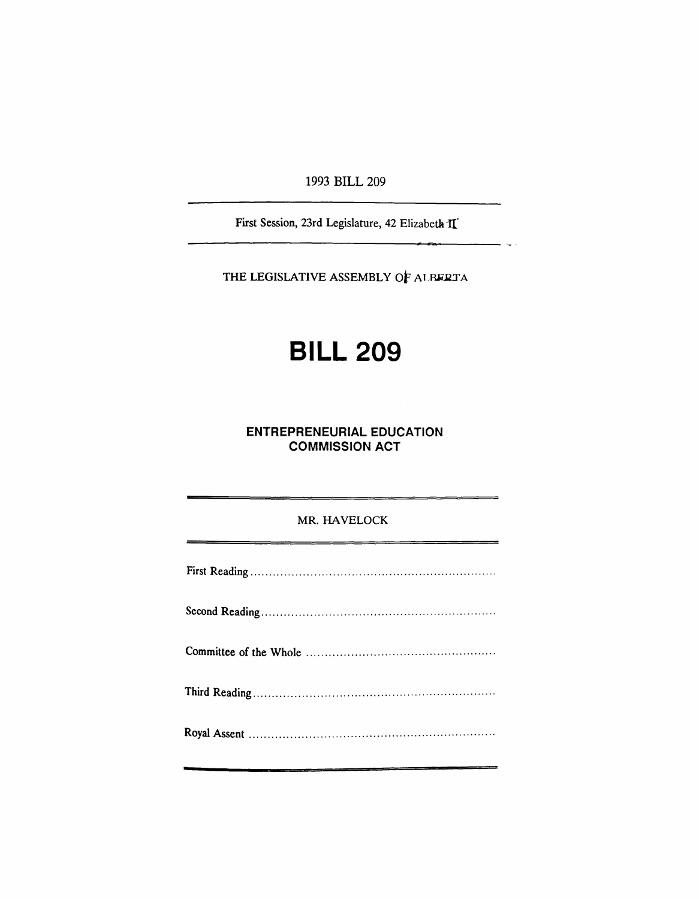1993 BILL 209

First Session, 23rd Legislature, 42 Elizabeth II

THE LEGISLATIVE ASSEMBLY OF ALBERTA

# BILL 209

## ENTREPRENEURIAL EDUCATION COMMISSION ACT

MR. HAVELOCK

First Reading ..................................................................

Second Reading ..............................................................

Committee of the Whole ..................................................

Third Reading ................................................................

Royal Assent ..................................................................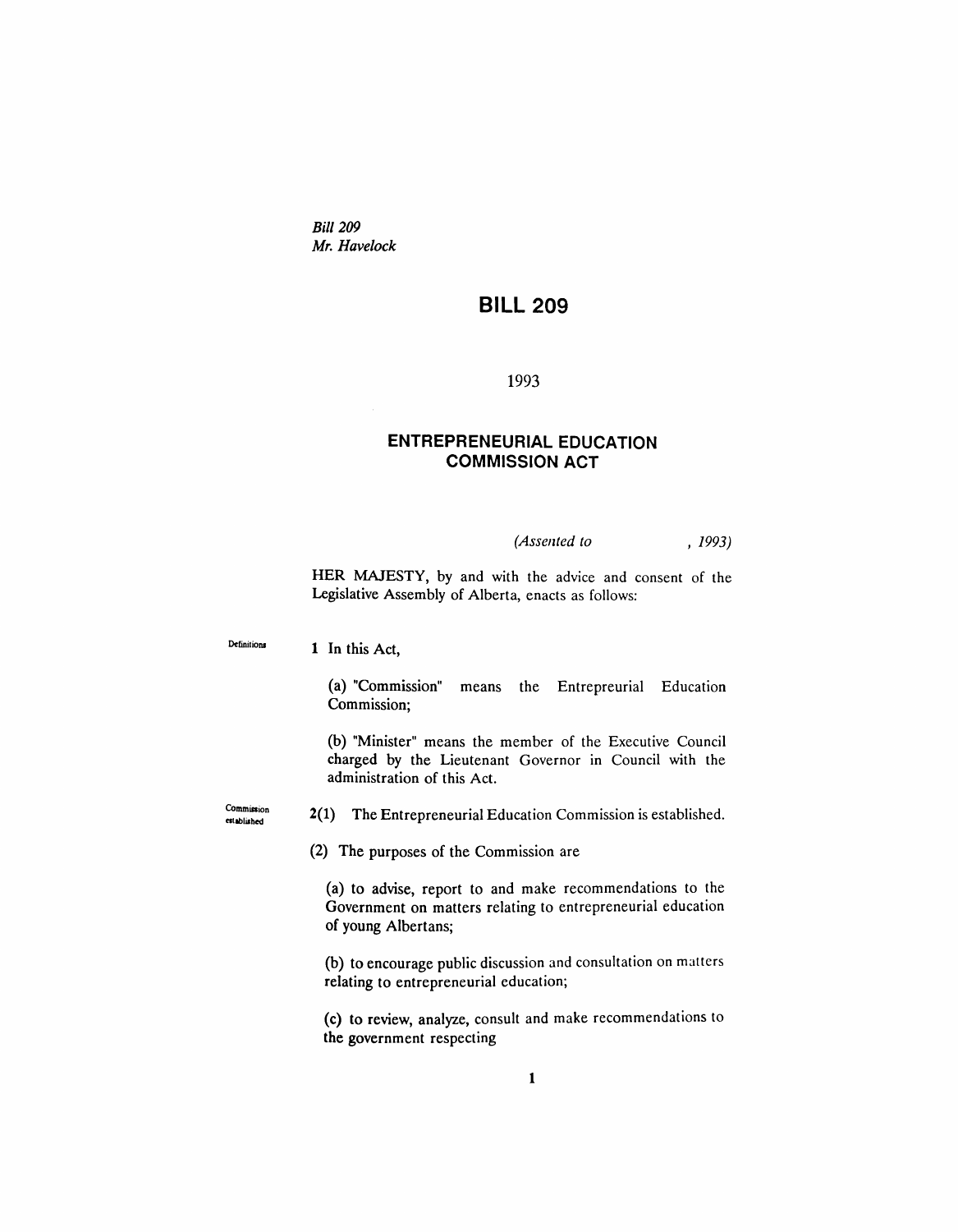*Bill 209*
*Mr. Havelock*

# BILL 209

1993

## ENTREPRENEURIAL EDUCATION COMMISSION ACT

*(Assented to , 1993)*

HER MAJESTY, by and with the advice and consent of the Legislative Assembly of Alberta, enacts as follows:

Definitions

**1** In this Act,

(a) "Commission" means the Entrepreurial Education Commission;

(b) "Minister" means the member of the Executive Council charged by the Lieutenant Governor in Council with the administration of this Act.

Commission established

**2(1)** The Entrepreneurial Education Commission is established.

(2) The purposes of the Commission are

(a) to advise, report to and make recommendations to the Government on matters relating to entrepreneurial education of young Albertans;

(b) to encourage public discussion and consultation on matters relating to entrepreneurial education;

(c) to review, analyze, consult and make recommendations to the government respecting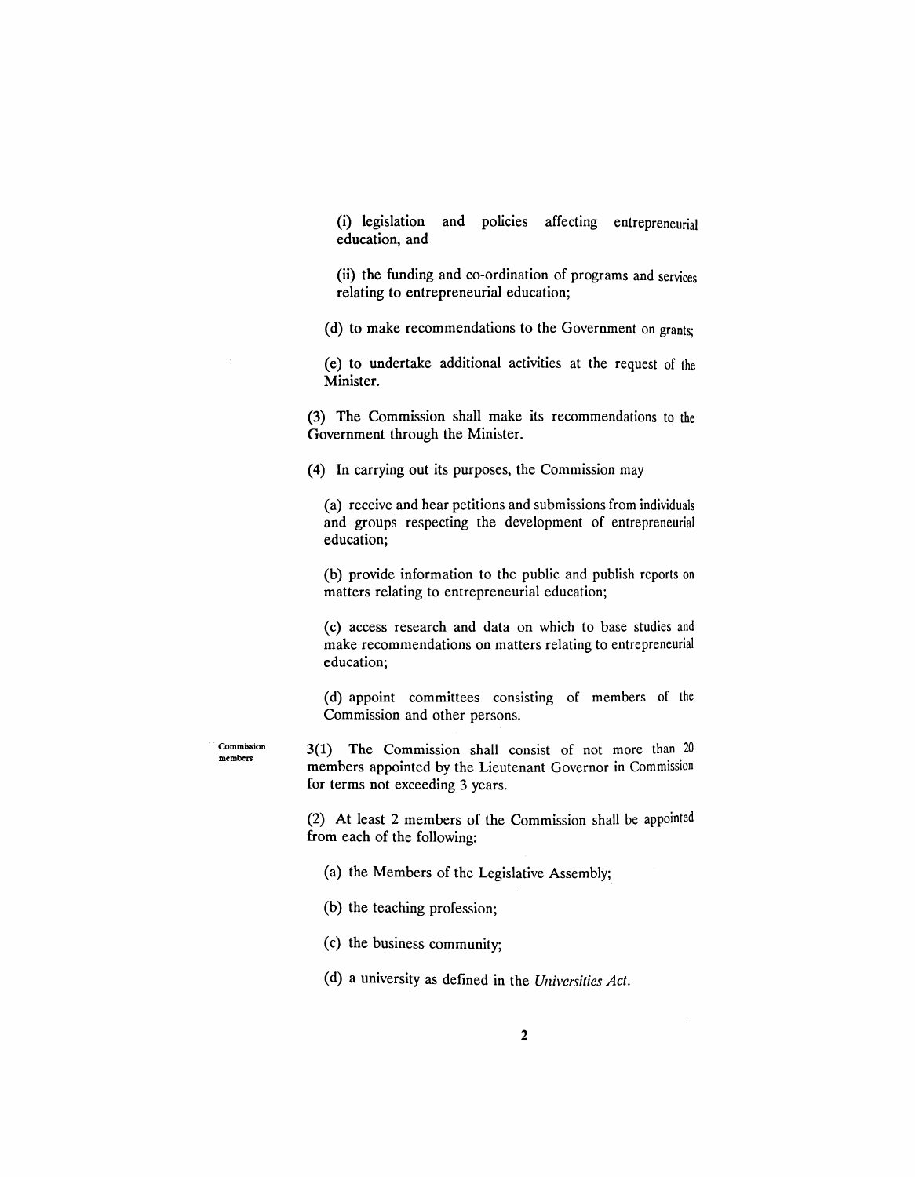(i) legislation and policies affecting entrepreneurial education, and

(ii) the funding and co-ordination of programs and services relating to entrepreneurial education;

(d) to make recommendations to the Government on grants;

(e) to undertake additional activities at the request of the Minister.

(3) The Commission shall make its recommendations to the Government through the Minister.

(4) In carrying out its purposes, the Commission may

(a) receive and hear petitions and submissions from individuals and groups respecting the development of entrepreneurial education;

(b) provide information to the public and publish reports on matters relating to entrepreneurial education;

(c) access research and data on which to base studies and make recommendations on matters relating to entrepreneurial education;

(d) appoint committees consisting of members of the Commission and other persons.

Commission members

3(1) The Commission shall consist of not more than 20 members appointed by the Lieutenant Governor in Commission for terms not exceeding 3 years.

(2) At least 2 members of the Commission shall be appointed from each of the following:

(a) the Members of the Legislative Assembly;

(b) the teaching profession;

(c) the business community;

(d) a university as defined in the *Universities Act*.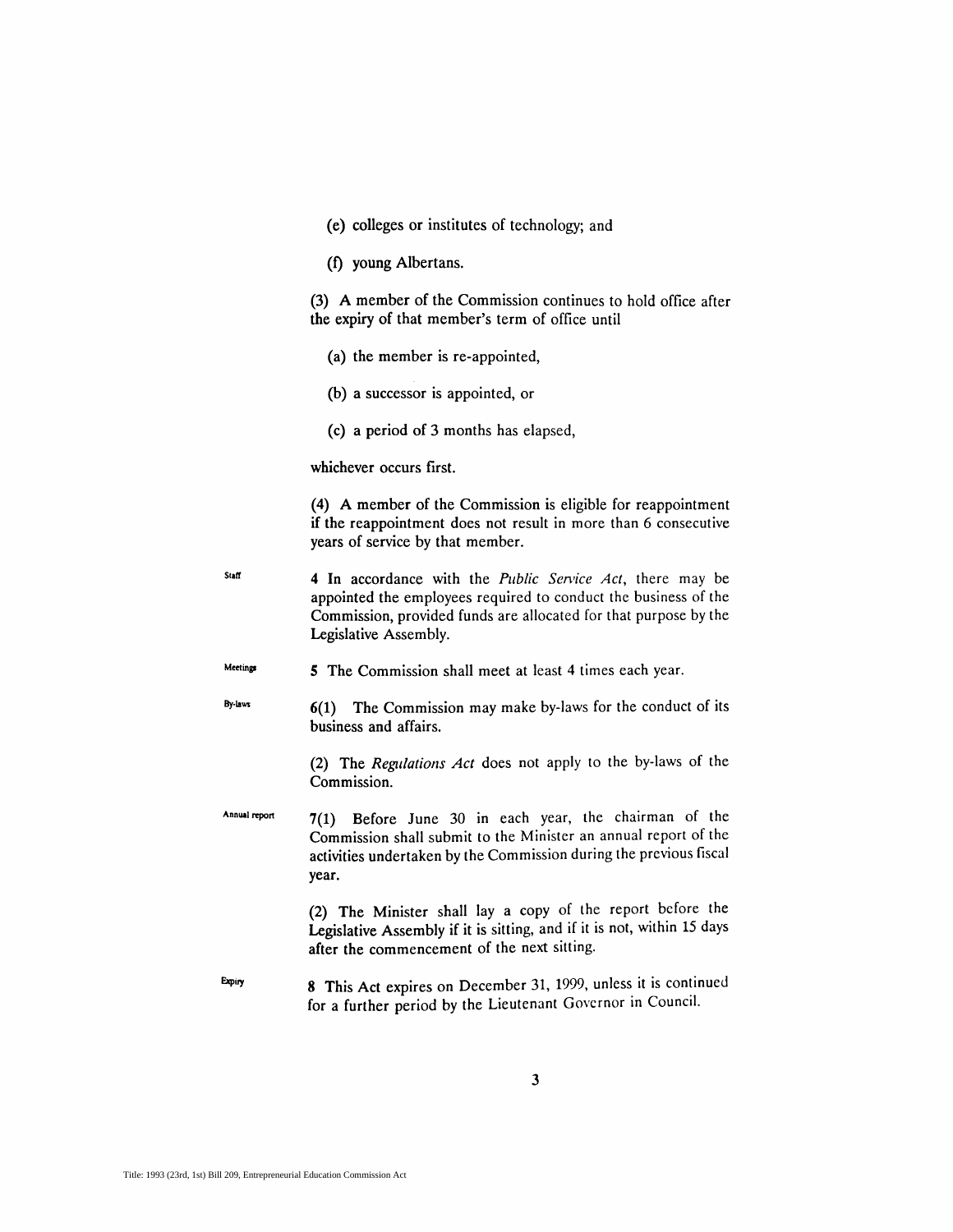(e) colleges or institutes of technology; and

(f) young Albertans.

(3) A member of the Commission continues to hold office after the expiry of that member's term of office until

(a) the member is re-appointed,

(b) a successor is appointed, or

(c) a period of 3 months has elapsed,

whichever occurs first.

(4) A member of the Commission is eligible for reappointment if the reappointment does not result in more than 6 consecutive years of service by that member.

Staff

**4** In accordance with the *Public Service Act*, there may be appointed the employees required to conduct the business of the Commission, provided funds are allocated for that purpose by the Legislative Assembly.

Meetings

**5** The Commission shall meet at least 4 times each year.

By-laws

**6(1)** The Commission may make by-laws for the conduct of its business and affairs.

(2) The *Regulations Act* does not apply to the by-laws of the Commission.

Annual report

**7(1)** Before June 30 in each year, the chairman of the Commission shall submit to the Minister an annual report of the activities undertaken by the Commission during the previous fiscal year.

(2) The Minister shall lay a copy of the report before the Legislative Assembly if it is sitting, and if it is not, within 15 days after the commencement of the next sitting.

Expiry

**8** This Act expires on December 31, 1999, unless it is continued for a further period by the Lieutenant Governor in Council.